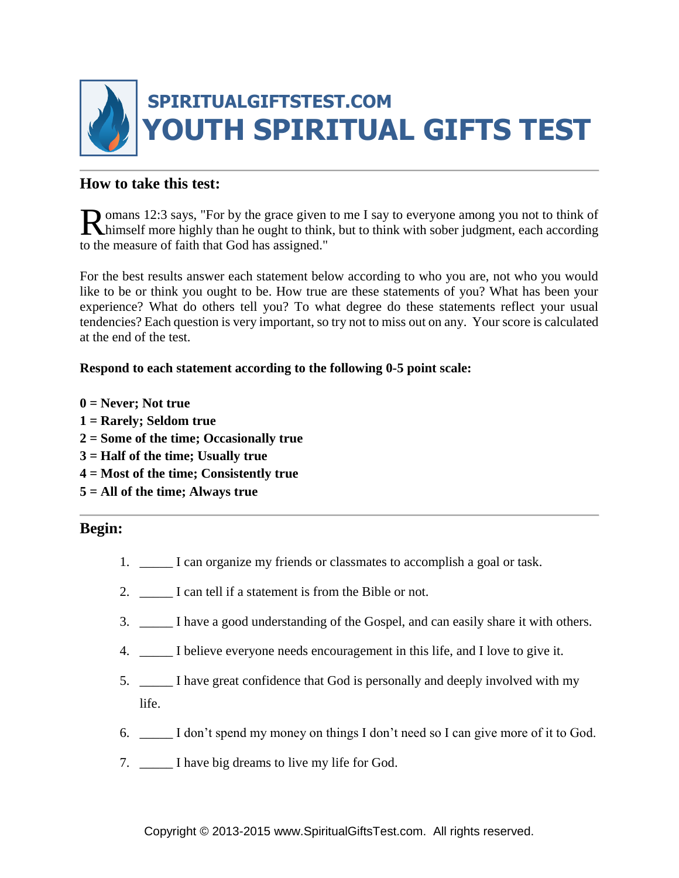# SPIRITUALGIFTSTEST.COM

# YOUTH SPIRITUAL GIFTS TEST

## How to take this test:

Romans 12:3 says, "For by the grace given to me I say to everyone among you not to think of himself more highly than he ought to think, but to think with sober judgment, each according to the measure of faith that God has assigned."

For the best results answer each statement below according to who you are, not who you would like to be or think you ought to be. How true are these statements of you? What has been your experience? What do others tell you? To what degree do these statements reflect your usual tendencies? Each question is very important, so try not to miss out on any. Your score is calculated at the end of the test.

**Respond to each statement according to the following 0-5 point scale:**

**0 = Never; Not true**
**1 = Rarely; Seldom true**
**2 = Some of the time; Occasionally true**
**3 = Half of the time; Usually true**
**4 = Most of the time; Consistently true**
**5 = All of the time; Always true**

## Begin:

1. _____ I can organize my friends or classmates to accomplish a goal or task.
2. _____ I can tell if a statement is from the Bible or not.
3. _____ I have a good understanding of the Gospel, and can easily share it with others.
4. _____ I believe everyone needs encouragement in this life, and I love to give it.
5. _____ I have great confidence that God is personally and deeply involved with my life.
6. _____ I don't spend my money on things I don't need so I can give more of it to God.
7. _____ I have big dreams to live my life for God.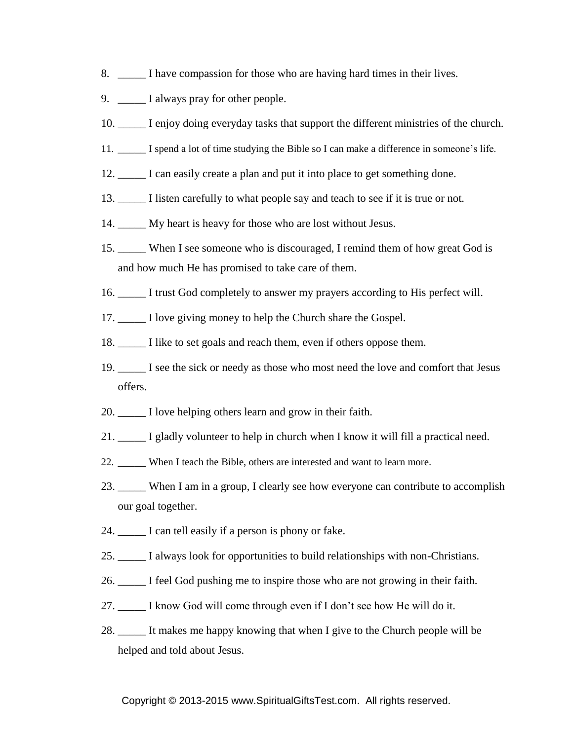8. _____ I have compassion for those who are having hard times in their lives.
9. _____ I always pray for other people.
10. _____ I enjoy doing everyday tasks that support the different ministries of the church.
11. _____ I spend a lot of time studying the Bible so I can make a difference in someone's life.
12. _____ I can easily create a plan and put it into place to get something done.
13. _____ I listen carefully to what people say and teach to see if it is true or not.
14. _____ My heart is heavy for those who are lost without Jesus.
15. _____ When I see someone who is discouraged, I remind them of how great God is and how much He has promised to take care of them.
16. _____ I trust God completely to answer my prayers according to His perfect will.
17. _____ I love giving money to help the Church share the Gospel.
18. _____ I like to set goals and reach them, even if others oppose them.
19. _____ I see the sick or needy as those who most need the love and comfort that Jesus offers.
20. _____ I love helping others learn and grow in their faith.
21. _____ I gladly volunteer to help in church when I know it will fill a practical need.
22. _____ When I teach the Bible, others are interested and want to learn more.
23. _____ When I am in a group, I clearly see how everyone can contribute to accomplish our goal together.
24. _____ I can tell easily if a person is phony or fake.
25. _____ I always look for opportunities to build relationships with non-Christians.
26. _____ I feel God pushing me to inspire those who are not growing in their faith.
27. _____ I know God will come through even if I don't see how He will do it.
28. _____ It makes me happy knowing that when I give to the Church people will be helped and told about Jesus.

Copyright © 2013-2015 www.SpiritualGiftsTest.com. All rights reserved.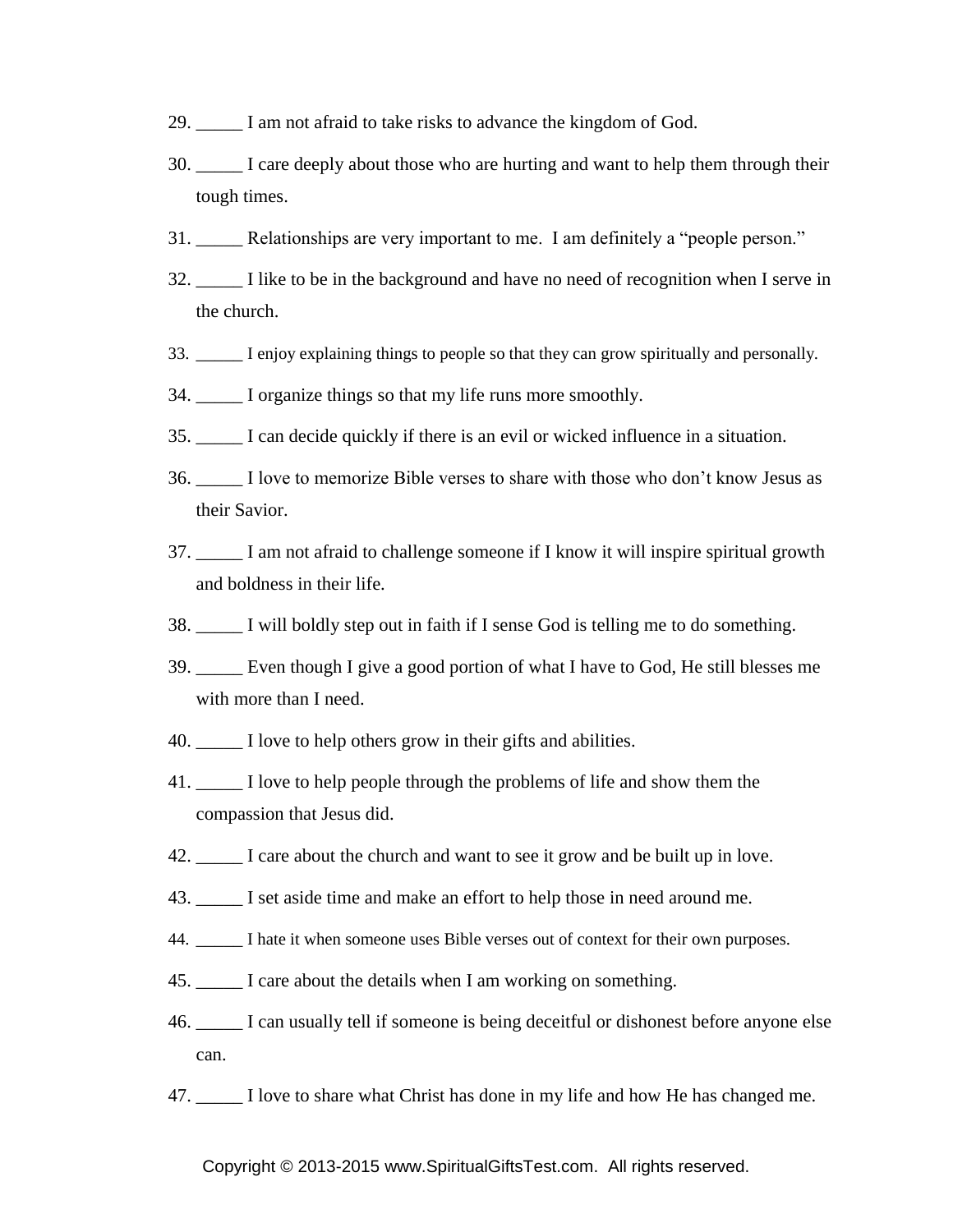29. _____ I am not afraid to take risks to advance the kingdom of God.
30. _____ I care deeply about those who are hurting and want to help them through their tough times.
31. _____ Relationships are very important to me. I am definitely a "people person."
32. _____ I like to be in the background and have no need of recognition when I serve in the church.
33. _____ I enjoy explaining things to people so that they can grow spiritually and personally.
34. _____ I organize things so that my life runs more smoothly.
35. _____ I can decide quickly if there is an evil or wicked influence in a situation.
36. _____ I love to memorize Bible verses to share with those who don't know Jesus as their Savior.
37. _____ I am not afraid to challenge someone if I know it will inspire spiritual growth and boldness in their life.
38. _____ I will boldly step out in faith if I sense God is telling me to do something.
39. _____ Even though I give a good portion of what I have to God, He still blesses me with more than I need.
40. _____ I love to help others grow in their gifts and abilities.
41. _____ I love to help people through the problems of life and show them the compassion that Jesus did.
42. _____ I care about the church and want to see it grow and be built up in love.
43. _____ I set aside time and make an effort to help those in need around me.
44. _____ I hate it when someone uses Bible verses out of context for their own purposes.
45. _____ I care about the details when I am working on something.
46. _____ I can usually tell if someone is being deceitful or dishonest before anyone else can.
47. _____ I love to share what Christ has done in my life and how He has changed me.

Copyright © 2013-2015 www.SpiritualGiftsTest.com. All rights reserved.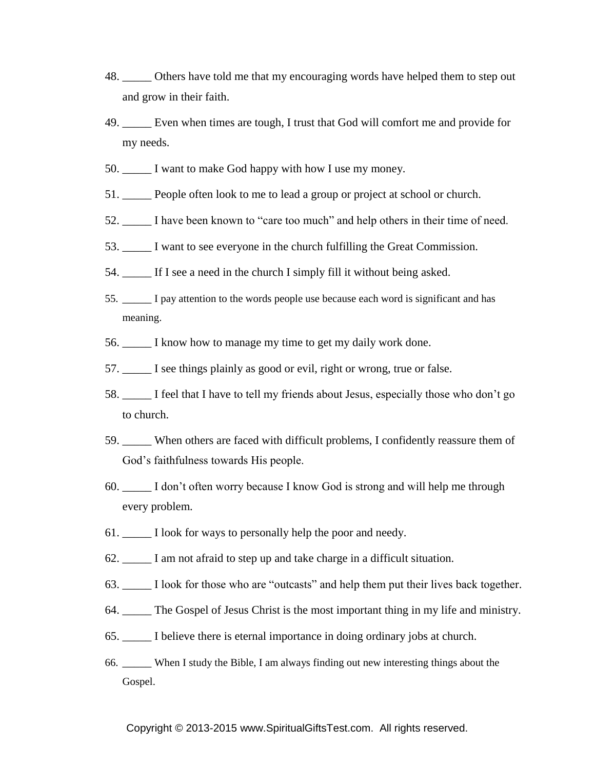48. _____ Others have told me that my encouraging words have helped them to step out and grow in their faith.

49. _____ Even when times are tough, I trust that God will comfort me and provide for my needs.

50. _____ I want to make God happy with how I use my money.

51. _____ People often look to me to lead a group or project at school or church.

52. _____ I have been known to "care too much" and help others in their time of need.

53. _____ I want to see everyone in the church fulfilling the Great Commission.

54. _____ If I see a need in the church I simply fill it without being asked.

55. _____ I pay attention to the words people use because each word is significant and has meaning.

56. _____ I know how to manage my time to get my daily work done.

57. _____ I see things plainly as good or evil, right or wrong, true or false.

58. _____ I feel that I have to tell my friends about Jesus, especially those who don't go to church.

59. _____ When others are faced with difficult problems, I confidently reassure them of God's faithfulness towards His people.

60. _____ I don't often worry because I know God is strong and will help me through every problem.

61. _____ I look for ways to personally help the poor and needy.

62. _____ I am not afraid to step up and take charge in a difficult situation.

63. _____ I look for those who are "outcasts" and help them put their lives back together.

64. _____ The Gospel of Jesus Christ is the most important thing in my life and ministry.

65. _____ I believe there is eternal importance in doing ordinary jobs at church.

66. _____ When I study the Bible, I am always finding out new interesting things about the Gospel.

Copyright © 2013-2015 www.SpiritualGiftsTest.com. All rights reserved.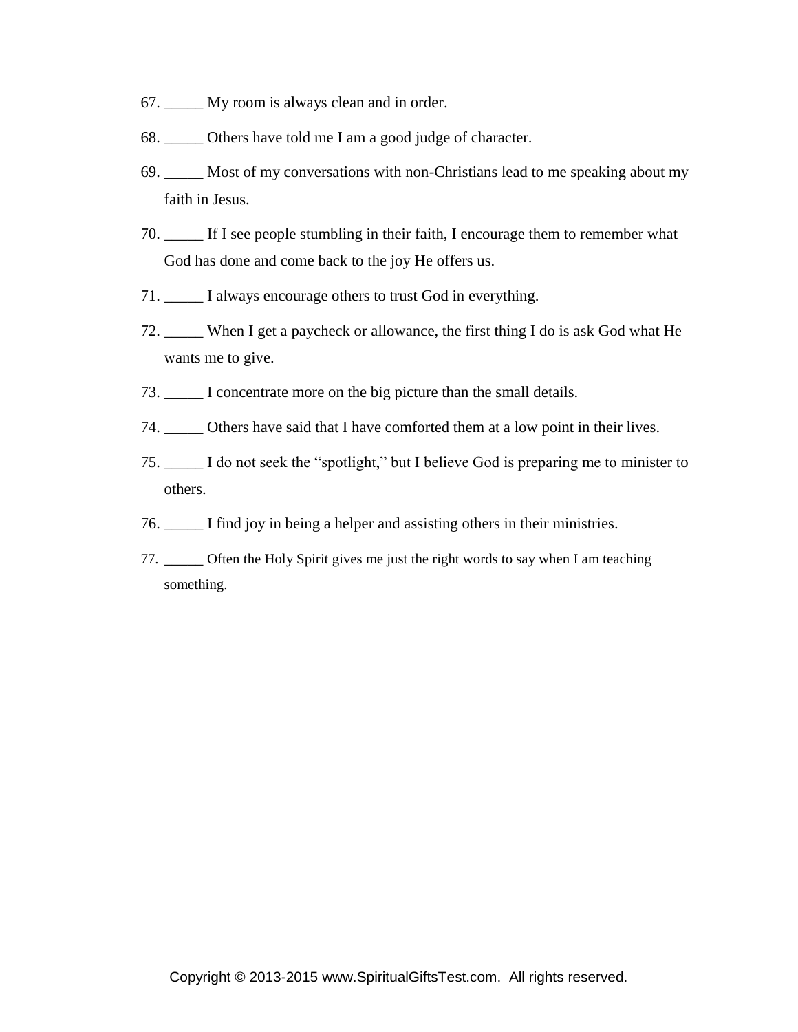67. _____ My room is always clean and in order.

68. _____ Others have told me I am a good judge of character.

69. _____ Most of my conversations with non-Christians lead to me speaking about my faith in Jesus.

70. _____ If I see people stumbling in their faith, I encourage them to remember what God has done and come back to the joy He offers us.

71. _____ I always encourage others to trust God in everything.

72. _____ When I get a paycheck or allowance, the first thing I do is ask God what He wants me to give.

73. _____ I concentrate more on the big picture than the small details.

74. _____ Others have said that I have comforted them at a low point in their lives.

75. _____ I do not seek the "spotlight," but I believe God is preparing me to minister to others.

76. _____ I find joy in being a helper and assisting others in their ministries.

77. _____ Often the Holy Spirit gives me just the right words to say when I am teaching something.

Copyright © 2013-2015 www.SpiritualGiftsTest.com. All rights reserved.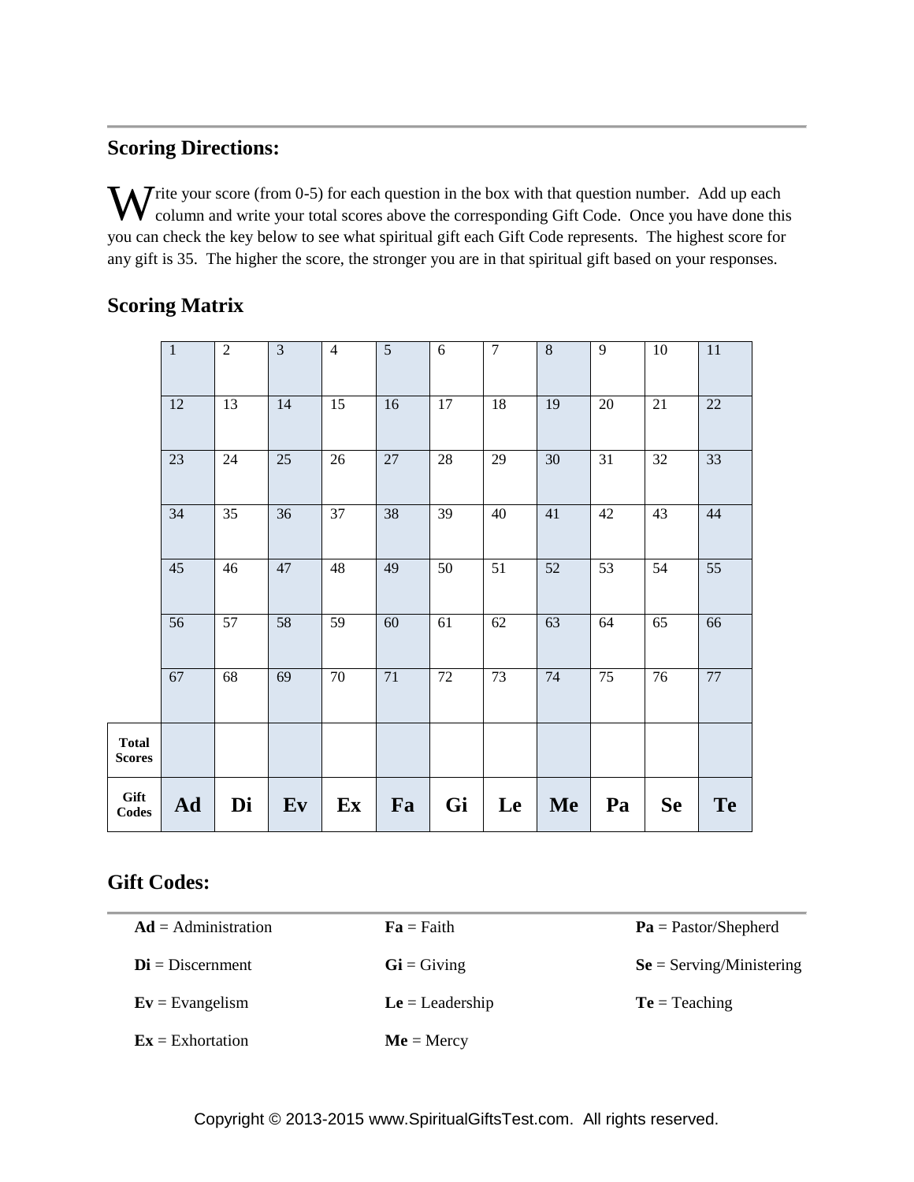## Scoring Directions:

Write your score (from 0-5) for each question in the box with that question number. Add up each column and write your total scores above the corresponding Gift Code. Once you have done this you can check the key below to see what spiritual gift each Gift Code represents. The highest score for any gift is 35. The higher the score, the stronger you are in that spiritual gift based on your responses.

## Scoring Matrix

| | | | | | | | | | | | |
|---|---|---|---|---|---|---|---|---|---|---|---|
| | 1 | 2 | 3 | 4 | 5 | 6 | 7 | 8 | 9 | 10 | 11 |
| | 12 | 13 | 14 | 15 | 16 | 17 | 18 | 19 | 20 | 21 | 22 |
| | 23 | 24 | 25 | 26 | 27 | 28 | 29 | 30 | 31 | 32 | 33 |
| | 34 | 35 | 36 | 37 | 38 | 39 | 40 | 41 | 42 | 43 | 44 |
| | 45 | 46 | 47 | 48 | 49 | 50 | 51 | 52 | 53 | 54 | 55 |
| | 56 | 57 | 58 | 59 | 60 | 61 | 62 | 63 | 64 | 65 | 66 |
| | 67 | 68 | 69 | 70 | 71 | 72 | 73 | 74 | 75 | 76 | 77 |
| **Total Scores** | | | | | | | | | | | |
| **Gift Codes** | **Ad** | **Di** | **Ev** | **Ex** | **Fa** | **Gi** | **Le** | **Me** | **Pa** | **Se** | **Te** |

## Gift Codes:

**Ad** = Administration

**Di** = Discernment

**Ev** = Evangelism

**Ex** = Exhortation

**Fa** = Faith

**Gi** = Giving

**Le** = Leadership

**Me** = Mercy

**Pa** = Pastor/Shepherd

**Se** = Serving/Ministering

**Te** = Teaching

Copyright © 2013-2015 www.SpiritualGiftsTest.com. All rights reserved.